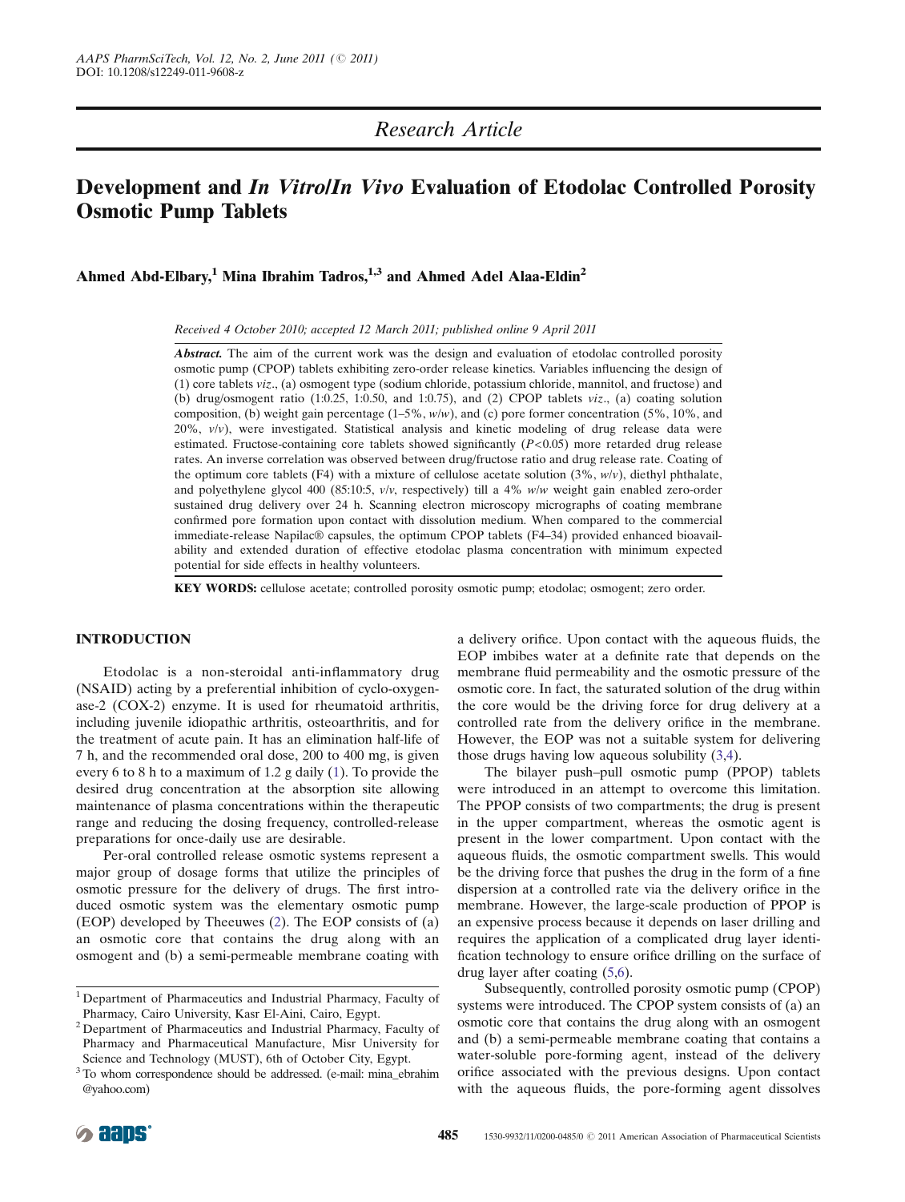Research Article

# Development and *In Vitro/In Vivo* Evaluation of Etodolac Controlled Porosity Osmotic Pump Tablets

**Ahmed Abd-Elbary,[1] Mina Ibrahim Tadros,[1,3] and Ahmed Adel Alaa-Eldin[2]**

*Received 4 October 2010; accepted 12 March 2011; published online 9 April 2011*

***Abstract.*** The aim of the current work was the design and evaluation of etodolac controlled porosity osmotic pump (CPOP) tablets exhibiting zero-order release kinetics. Variables influencing the design of (1) core tablets *viz*., (a) osmogent type (sodium chloride, potassium chloride, mannitol, and fructose) and (b) drug/osmogent ratio (1:0.25, 1:0.50, and 1:0.75), and (2) CPOP tablets *viz*., (a) coating solution composition, (b) weight gain percentage (1–5%, *w/w*), and (c) pore former concentration (5%, 10%, and 20%, *v/v*), were investigated. Statistical analysis and kinetic modeling of drug release data were estimated. Fructose-containing core tablets showed significantly ($P<0.05$) more retarded drug release rates. An inverse correlation was observed between drug/fructose ratio and drug release rate. Coating of the optimum core tablets (F4) with a mixture of cellulose acetate solution (3%, *w/v*), diethyl phthalate, and polyethylene glycol 400 (85:10:5, *v/v*, respectively) till a 4% *w/w* weight gain enabled zero-order sustained drug delivery over 24 h. Scanning electron microscopy micrographs of coating membrane confirmed pore formation upon contact with dissolution medium. When compared to the commercial immediate-release Napilac® capsules, the optimum CPOP tablets (F4–34) provided enhanced bioavailability and extended duration of effective etodolac plasma concentration with minimum expected potential for side effects in healthy volunteers.

**KEY WORDS:** cellulose acetate; controlled porosity osmotic pump; etodolac; osmogent; zero order.

## INTRODUCTION

Etodolac is a non-steroidal anti-inflammatory drug (NSAID) acting by a preferential inhibition of cyclo-oxygenase-2 (COX-2) enzyme. It is used for rheumatoid arthritis, including juvenile idiopathic arthritis, osteoarthritis, and for the treatment of acute pain. It has an elimination half-life of 7 h, and the recommended oral dose, 200 to 400 mg, is given every 6 to 8 h to a maximum of 1.2 g daily (1). To provide the desired drug concentration at the absorption site allowing maintenance of plasma concentrations within the therapeutic range and reducing the dosing frequency, controlled-release preparations for once-daily use are desirable.

Per-oral controlled release osmotic systems represent a major group of dosage forms that utilize the principles of osmotic pressure for the delivery of drugs. The first introduced osmotic system was the elementary osmotic pump (EOP) developed by Theeuwes (2). The EOP consists of (a) an osmotic core that contains the drug along with an osmogent and (b) a semi-permeable membrane coating with a delivery orifice. Upon contact with the aqueous fluids, the EOP imbibes water at a definite rate that depends on the membrane fluid permeability and the osmotic pressure of the osmotic core. In fact, the saturated solution of the drug within the core would be the driving force for drug delivery at a controlled rate from the delivery orifice in the membrane. However, the EOP was not a suitable system for delivering those drugs having low aqueous solubility (3,4).

The bilayer push–pull osmotic pump (PPOP) tablets were introduced in an attempt to overcome this limitation. The PPOP consists of two compartments; the drug is present in the upper compartment, whereas the osmotic agent is present in the lower compartment. Upon contact with the aqueous fluids, the osmotic compartment swells. This would be the driving force that pushes the drug in the form of a fine dispersion at a controlled rate via the delivery orifice in the membrane. However, the large-scale production of PPOP is an expensive process because it depends on laser drilling and requires the application of a complicated drug layer identification technology to ensure orifice drilling on the surface of drug layer after coating (5,6).

Subsequently, controlled porosity osmotic pump (CPOP) systems were introduced. The CPOP system consists of (a) an osmotic core that contains the drug along with an osmogent and (b) a semi-permeable membrane coating that contains a water-soluble pore-forming agent, instead of the delivery orifice associated with the previous designs. Upon contact with the aqueous fluids, the pore-forming agent dissolves

[1] Department of Pharmaceutics and Industrial Pharmacy, Faculty of Pharmacy, Cairo University, Kasr El-Aini, Cairo, Egypt.

[2] Department of Pharmaceutics and Industrial Pharmacy, Faculty of Pharmacy and Pharmaceutical Manufacture, Misr University for Science and Technology (MUST), 6th of October City, Egypt.

[3] To whom correspondence should be addressed. (e-mail: mina_ebrahim@yahoo.com)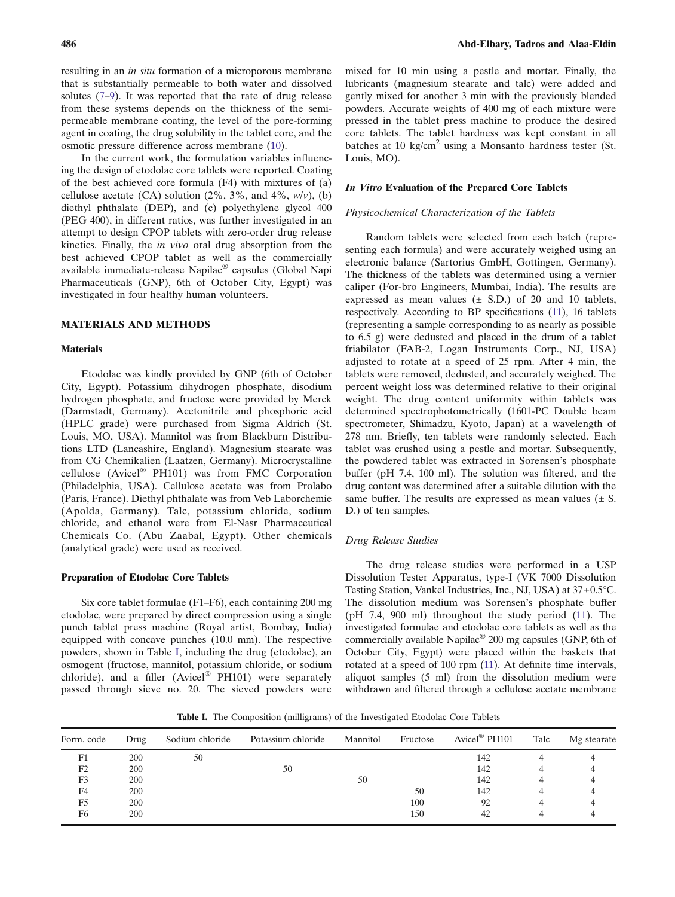resulting in an *in situ* formation of a microporous membrane that is substantially permeable to both water and dissolved solutes (7–9). It was reported that the rate of drug release from these systems depends on the thickness of the semi-permeable membrane coating, the level of the pore-forming agent in coating, the drug solubility in the tablet core, and the osmotic pressure difference across membrane (10).

In the current work, the formulation variables influencing the design of etodolac core tablets were reported. Coating of the best achieved core formula (F4) with mixtures of (a) cellulose acetate (CA) solution (2%, 3%, and 4%, *w/v*), (b) diethyl phthalate (DEP), and (c) polyethylene glycol 400 (PEG 400), in different ratios, was further investigated in an attempt to design CPOP tablets with zero-order drug release kinetics. Finally, the *in vivo* oral drug absorption from the best achieved CPOP tablet as well as the commercially available immediate-release Napilac® capsules (Global Napi Pharmaceuticals (GNP), 6th of October City, Egypt) was investigated in four healthy human volunteers.

## MATERIALS AND METHODS

### Materials

Etodolac was kindly provided by GNP (6th of October City, Egypt). Potassium dihydrogen phosphate, disodium hydrogen phosphate, and fructose were provided by Merck (Darmstadt, Germany). Acetonitrile and phosphoric acid (HPLC grade) were purchased from Sigma Aldrich (St. Louis, MO, USA). Mannitol was from Blackburn Distributions LTD (Lancashire, England). Magnesium stearate was from CG Chemikalien (Laatzen, Germany). Microcrystalline cellulose (Avicel® PH101) was from FMC Corporation (Philadelphia, USA). Cellulose acetate was from Prolabo (Paris, France). Diethyl phthalate was from Veb Laborchemie (Apolda, Germany). Talc, potassium chloride, sodium chloride, and ethanol were from El-Nasr Pharmaceutical Chemicals Co. (Abu Zaabal, Egypt). Other chemicals (analytical grade) were used as received.

### Preparation of Etodolac Core Tablets

Six core tablet formulae (F1–F6), each containing 200 mg etodolac, were prepared by direct compression using a single punch tablet press machine (Royal artist, Bombay, India) equipped with concave punches (10.0 mm). The respective powders, shown in Table I, including the drug (etodolac), an osmogent (fructose, mannitol, potassium chloride, or sodium chloride), and a filler (Avicel® PH101) were separately passed through sieve no. 20. The sieved powders were mixed for 10 min using a pestle and mortar. Finally, the lubricants (magnesium stearate and talc) were added and gently mixed for another 3 min with the previously blended powders. Accurate weights of 400 mg of each mixture were pressed in the tablet press machine to produce the desired core tablets. The tablet hardness was kept constant in all batches at 10 kg/cm$^2$ using a Monsanto hardness tester (St. Louis, MO).

### *In Vitro* Evaluation of the Prepared Core Tablets

#### *Physicochemical Characterization of the Tablets*

Random tablets were selected from each batch (representing each formula) and were accurately weighed using an electronic balance (Sartorius GmbH, Gottingen, Germany). The thickness of the tablets was determined using a vernier caliper (For-bro Engineers, Mumbai, India). The results are expressed as mean values (± S.D.) of 20 and 10 tablets, respectively. According to BP specifications (11), 16 tablets (representing a sample corresponding to as nearly as possible to 6.5 g) were dedusted and placed in the drum of a tablet friabilator (FAB-2, Logan Instruments Corp., NJ, USA) adjusted to rotate at a speed of 25 rpm. After 4 min, the tablets were removed, dedusted, and accurately weighed. The percent weight loss was determined relative to their original weight. The drug content uniformity within tablets was determined spectrophotometrically (1601-PC Double beam spectrometer, Shimadzu, Kyoto, Japan) at a wavelength of 278 nm. Briefly, ten tablets were randomly selected. Each tablet was crushed using a pestle and mortar. Subsequently, the powdered tablet was extracted in Sorensen's phosphate buffer (pH 7.4, 100 ml). The solution was filtered, and the drug content was determined after a suitable dilution with the same buffer. The results are expressed as mean values (± S. D.) of ten samples.

#### *Drug Release Studies*

The drug release studies were performed in a USP Dissolution Tester Apparatus, type-I (VK 7000 Dissolution Testing Station, Vankel Industries, Inc., NJ, USA) at 37±0.5°C. The dissolution medium was Sorensen's phosphate buffer (pH 7.4, 900 ml) throughout the study period (11). The investigated formulae and etodolac core tablets as well as the commercially available Napilac® 200 mg capsules (GNP, 6th of October City, Egypt) were placed within the baskets that rotated at a speed of 100 rpm (11). At definite time intervals, aliquot samples (5 ml) from the dissolution medium were withdrawn and filtered through a cellulose acetate membrane

**Table I.** The Composition (milligrams) of the Investigated Etodolac Core Tablets

| Form. code | Drug | Sodium chloride | Potassium chloride | Mannitol | Fructose | Avicel® PH101 | Talc | Mg stearate |
|---|---|---|---|---|---|---|---|---|
| F1 | 200 | 50 | | | | 142 | 4 | 4 |
| F2 | 200 | | 50 | | | 142 | 4 | 4 |
| F3 | 200 | | | 50 | | 142 | 4 | 4 |
| F4 | 200 | | | | 50 | 142 | 4 | 4 |
| F5 | 200 | | | | 100 | 92 | 4 | 4 |
| F6 | 200 | | | | 150 | 42 | 4 | 4 |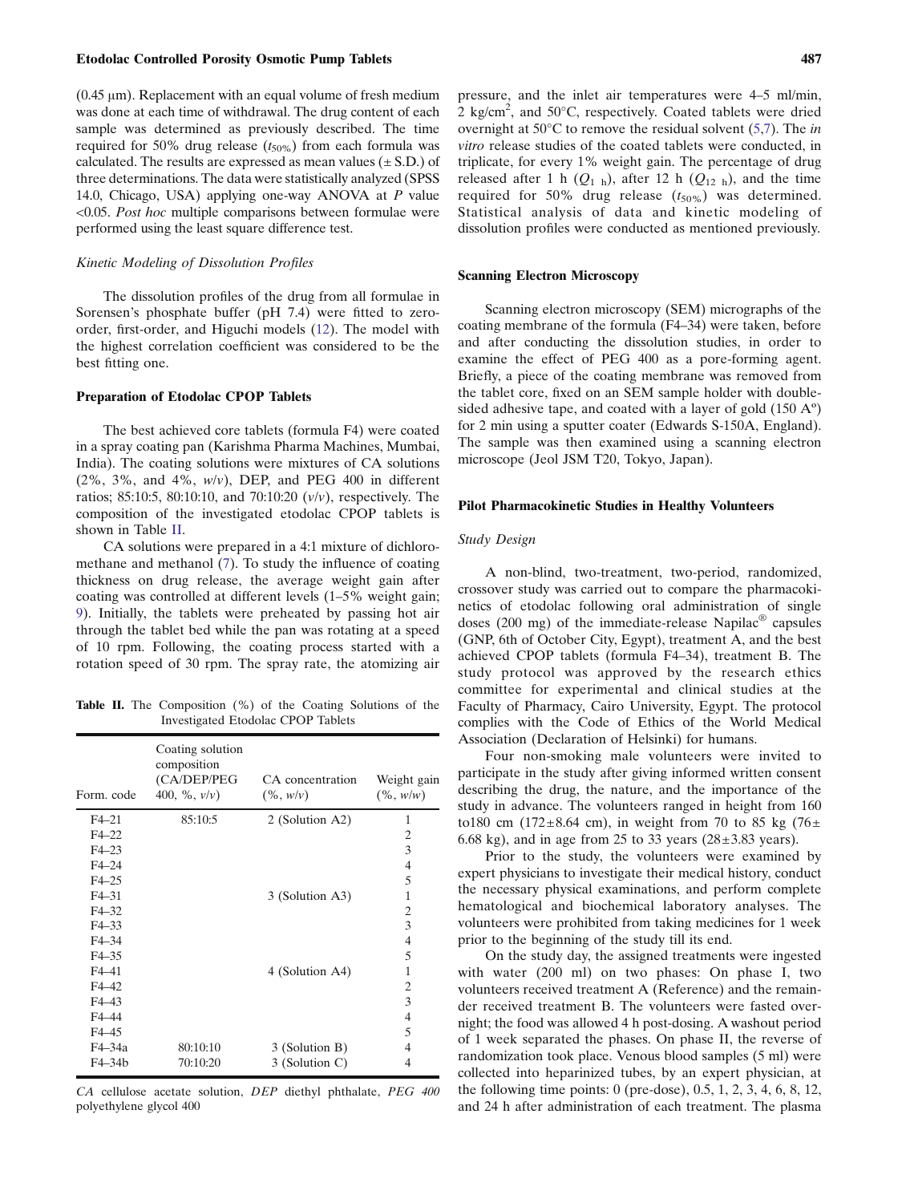(0.45 μm). Replacement with an equal volume of fresh medium was done at each time of withdrawal. The drug content of each sample was determined as previously described. The time required for 50% drug release ($t_{50\%}$) from each formula was calculated. The results are expressed as mean values (± S.D.) of three determinations. The data were statistically analyzed (SPSS 14.0, Chicago, USA) applying one-way ANOVA at $P$ value <0.05. *Post hoc* multiple comparisons between formulae were performed using the least square difference test.

### *Kinetic Modeling of Dissolution Profiles*

The dissolution profiles of the drug from all formulae in Sorensen's phosphate buffer (pH 7.4) were fitted to zero-order, first-order, and Higuchi models (12). The model with the highest correlation coefficient was considered to be the best fitting one.

## Preparation of Etodolac CPOP Tablets

The best achieved core tablets (formula F4) were coated in a spray coating pan (Karishma Pharma Machines, Mumbai, India). The coating solutions were mixtures of CA solutions (2%, 3%, and 4%, *w*/*v*), DEP, and PEG 400 in different ratios; 85:10:5, 80:10:10, and 70:10:20 (*v*/*v*), respectively. The composition of the investigated etodolac CPOP tablets is shown in Table II.

CA solutions were prepared in a 4:1 mixture of dichloromethane and methanol (7). To study the influence of coating thickness on drug release, the average weight gain after coating was controlled at different levels (1–5% weight gain; 9). Initially, the tablets were preheated by passing hot air through the tablet bed while the pan was rotating at a speed of 10 rpm. Following, the coating process started with a rotation speed of 30 rpm. The spray rate, the atomizing air pressure, and the inlet air temperatures were 4–5 ml/min, 2 kg/cm$^2$, and 50°C, respectively. Coated tablets were dried overnight at 50°C to remove the residual solvent (5,7). The *in vitro* release studies of the coated tablets were conducted, in triplicate, for every 1% weight gain. The percentage of drug released after 1 h ($Q_{1\ h}$), after 12 h ($Q_{12\ h}$), and the time required for 50% drug release ($t_{50\%}$) was determined. Statistical analysis of data and kinetic modeling of dissolution profiles were conducted as mentioned previously.

**Table II.** The Composition (%) of the Coating Solutions of the Investigated Etodolac CPOP Tablets

| Form. code | Coating solution composition (CA/DEP/PEG 400, %, *v*/*v*) | CA concentration (%, *w*/*v*) | Weight gain (%, *w*/*w*) |
|---|---|---|---|
| F4–21 | 85:10:5 | 2 (Solution A2) | 1 |
| F4–22 | | | 2 |
| F4–23 | | | 3 |
| F4–24 | | | 4 |
| F4–25 | | | 5 |
| F4–31 | | 3 (Solution A3) | 1 |
| F4–32 | | | 2 |
| F4–33 | | | 3 |
| F4–34 | | | 4 |
| F4–35 | | | 5 |
| F4–41 | | 4 (Solution A4) | 1 |
| F4–42 | | | 2 |
| F4–43 | | | 3 |
| F4–44 | | | 4 |
| F4–45 | | | 5 |
| F4–34a | 80:10:10 | 3 (Solution B) | 4 |
| F4–34b | 70:10:20 | 3 (Solution C) | 4 |

*CA* cellulose acetate solution, *DEP* diethyl phthalate, *PEG 400* polyethylene glycol 400

## Scanning Electron Microscopy

Scanning electron microscopy (SEM) micrographs of the coating membrane of the formula (F4–34) were taken, before and after conducting the dissolution studies, in order to examine the effect of PEG 400 as a pore-forming agent. Briefly, a piece of the coating membrane was removed from the tablet core, fixed on an SEM sample holder with double-sided adhesive tape, and coated with a layer of gold (150 A°) for 2 min using a sputter coater (Edwards S-150A, England). The sample was then examined using a scanning electron microscope (Jeol JSM T20, Tokyo, Japan).

## Pilot Pharmacokinetic Studies in Healthy Volunteers

### *Study Design*

A non-blind, two-treatment, two-period, randomized, crossover study was carried out to compare the pharmacokinetics of etodolac following oral administration of single doses (200 mg) of the immediate-release Napilac® capsules (GNP, 6th of October City, Egypt), treatment A, and the best achieved CPOP tablets (formula F4–34), treatment B. The study protocol was approved by the research ethics committee for experimental and clinical studies at the Faculty of Pharmacy, Cairo University, Egypt. The protocol complies with the Code of Ethics of the World Medical Association (Declaration of Helsinki) for humans.

Four non-smoking male volunteers were invited to participate in the study after giving informed written consent describing the drug, the nature, and the importance of the study in advance. The volunteers ranged in height from 160 to180 cm (172±8.64 cm), in weight from 70 to 85 kg (76± 6.68 kg), and in age from 25 to 33 years (28±3.83 years).

Prior to the study, the volunteers were examined by expert physicians to investigate their medical history, conduct the necessary physical examinations, and perform complete hematological and biochemical laboratory analyses. The volunteers were prohibited from taking medicines for 1 week prior to the beginning of the study till its end.

On the study day, the assigned treatments were ingested with water (200 ml) on two phases: On phase I, two volunteers received treatment A (Reference) and the remainder received treatment B. The volunteers were fasted overnight; the food was allowed 4 h post-dosing. A washout period of 1 week separated the phases. On phase II, the reverse of randomization took place. Venous blood samples (5 ml) were collected into heparinized tubes, by an expert physician, at the following time points: 0 (pre-dose), 0.5, 1, 2, 3, 4, 6, 8, 12, and 24 h after administration of each treatment. The plasma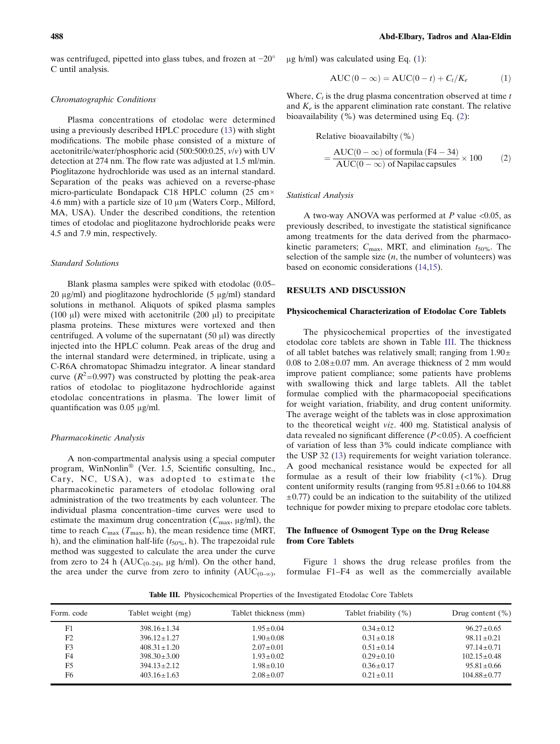was centrifuged, pipetted into glass tubes, and frozen at −20° C until analysis.

### *Chromatographic Conditions*

Plasma concentrations of etodolac were determined using a previously described HPLC procedure (13) with slight modifications. The mobile phase consisted of a mixture of acetonitrile/water/phosphoric acid (500:500:0.25, *v*/*v*) with UV detection at 274 nm. The flow rate was adjusted at 1.5 ml/min. Pioglitazone hydrochloride was used as an internal standard. Separation of the peaks was achieved on a reverse-phase micro-particulate Bondapack C18 HPLC column (25 cm× 4.6 mm) with a particle size of 10 μm (Waters Corp., Milford, MA, USA). Under the described conditions, the retention times of etodolac and pioglitazone hydrochloride peaks were 4.5 and 7.9 min, respectively.

### *Standard Solutions*

Blank plasma samples were spiked with etodolac (0.05–20 μg/ml) and pioglitazone hydrochloride (5 μg/ml) standard solutions in methanol. Aliquots of spiked plasma samples (100 μl) were mixed with acetonitrile (200 μl) to precipitate plasma proteins. These mixtures were vortexed and then centrifuged. A volume of the supernatant (50 μl) was directly injected into the HPLC column. Peak areas of the drug and the internal standard were determined, in triplicate, using a C-R6A chromatopac Shimadzu integrator. A linear standard curve ($R^2$=0.997) was constructed by plotting the peak-area ratios of etodolac to pioglitazone hydrochloride against etodolac concentrations in plasma. The lower limit of quantification was 0.05 μg/ml.

### *Pharmacokinetic Analysis*

A non-compartmental analysis using a special computer program, WinNonlin® (Ver. 1.5, Scientific consulting, Inc., Cary, NC, USA), was adopted to estimate the pharmacokinetic parameters of etodolac following oral administration of the two treatments by each volunteer. The individual plasma concentration–time curves were used to estimate the maximum drug concentration ($C_{max}$, μg/ml), the time to reach $C_{max}$ ($T_{max}$, h), the mean residence time (MRT, h), and the elimination half-life ($t_{50\%}$, h). The trapezoidal rule method was suggested to calculate the area under the curve from zero to 24 h ($AUC_{(0–24)}$, μg h/ml). On the other hand, the area under the curve from zero to infinity ($AUC_{(0–\infty)}$, μg h/ml) was calculated using Eq. (1):

$$\mathrm{AUC}\,(0-\infty) = \mathrm{AUC}(0-t) + C_t/K_e \qquad (1)$$

Where, $C_t$ is the drug plasma concentration observed at time *t* and $K_e$ is the apparent elimination rate constant. The relative bioavailability (%) was determined using Eq. (2):

$$\text{Relative bioavailabilty}\,(\%) = \frac{\mathrm{AUC}(0-\infty)\text{ of formula }(\mathrm{F4}-34)}{\mathrm{AUC}(0-\infty)\text{ of Napilac capsules}} \times 100 \qquad (2)$$

### *Statistical Analysis*

A two-way ANOVA was performed at *P* value <0.05, as previously described, to investigate the statistical significance among treatments for the data derived from the pharmacokinetic parameters; $C_{max}$, MRT, and elimination $t_{50\%}$. The selection of the sample size (*n*, the number of volunteers) was based on economic considerations (14,15).

## RESULTS AND DISCUSSION

### Physicochemical Characterization of Etodolac Core Tablets

The physicochemical properties of the investigated etodolac core tablets are shown in Table III. The thickness of all tablet batches was relatively small; ranging from 1.90± 0.08 to 2.08±0.07 mm. An average thickness of 2 mm would improve patient compliance; some patients have problems with swallowing thick and large tablets. All the tablet formulae complied with the pharmacopoeial specifications for weight variation, friability, and drug content uniformity. The average weight of the tablets was in close approximation to the theoretical weight *viz*. 400 mg. Statistical analysis of data revealed no significant difference ($P<0.05$). A coefficient of variation of less than 3% could indicate compliance with the USP 32 (13) requirements for weight variation tolerance. A good mechanical resistance would be expected for all formulae as a result of their low friability (<1%). Drug content uniformity results (ranging from 95.81±0.66 to 104.88 ±0.77) could be an indication to the suitability of the utilized technique for powder mixing to prepare etodolac core tablets.

### The Influence of Osmogent Type on the Drug Release from Core Tablets

Figure 1 shows the drug release profiles from the formulae F1–F4 as well as the commercially available

**Table III.** Physicochemical Properties of the Investigated Etodolac Core Tablets

| Form. code | Tablet weight (mg) | Tablet thickness (mm) | Tablet friability (%) | Drug content (%) |
|---|---|---|---|---|
| F1 | 398.16±1.34 | 1.95±0.04 | 0.34±0.12 | 96.27±0.65 |
| F2 | 396.12±1.27 | 1.90±0.08 | 0.31±0.18 | 98.11±0.21 |
| F3 | 408.31±1.20 | 2.07±0.01 | 0.51±0.14 | 97.14±0.71 |
| F4 | 398.30±3.00 | 1.93±0.02 | 0.29±0.10 | 102.15±0.48 |
| F5 | 394.13±2.12 | 1.98±0.10 | 0.36±0.17 | 95.81±0.66 |
| F6 | 403.16±1.63 | 2.08±0.07 | 0.21±0.11 | 104.88±0.77 |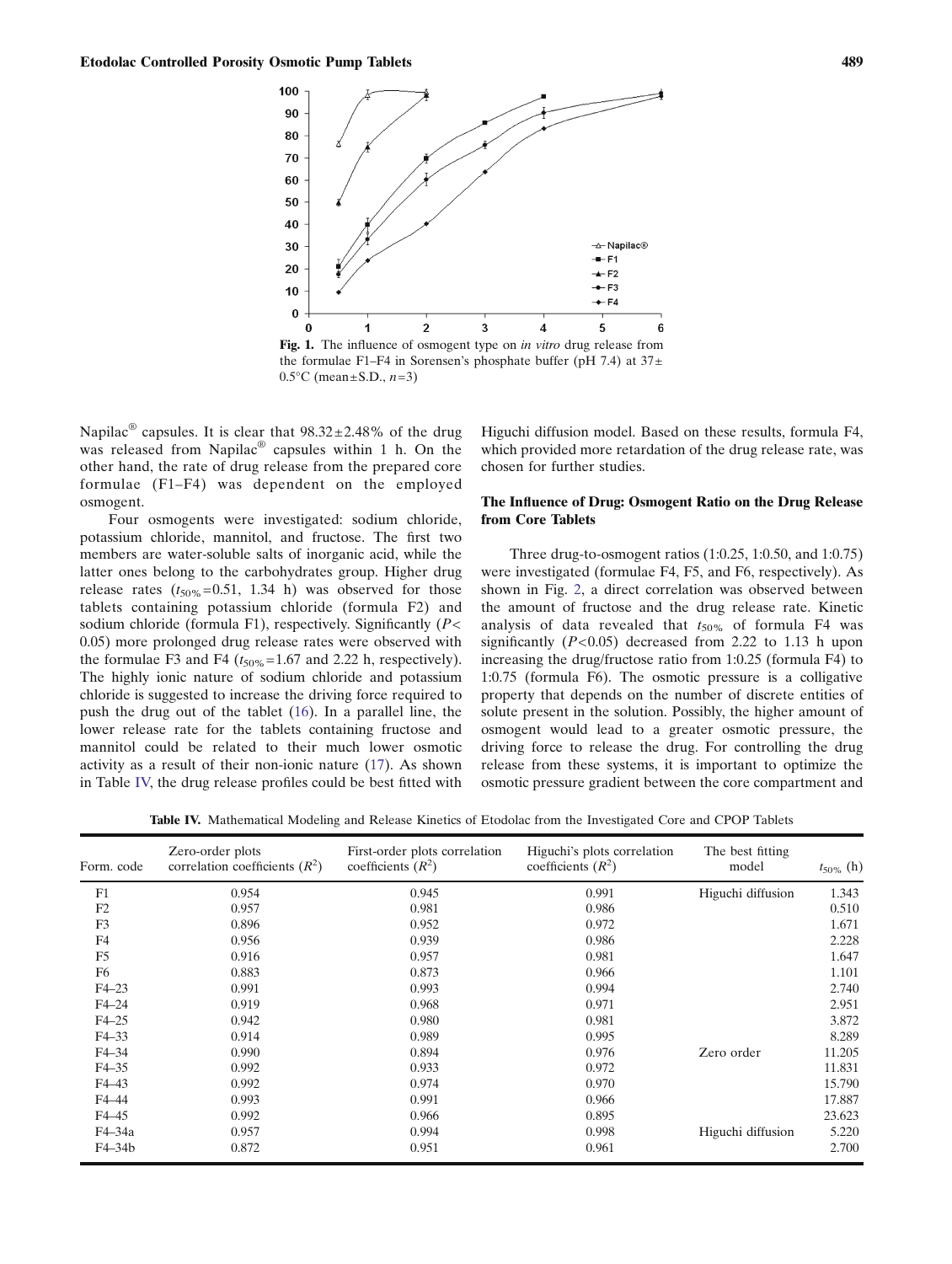**Fig. 1.** The influence of osmogent type on *in vitro* drug release from the formulae F1–F4 in Sorensen's phosphate buffer (pH 7.4) at 37±0.5°C (mean±S.D., $n=3$)

Napilac® capsules. It is clear that 98.32±2.48% of the drug was released from Napilac® capsules within 1 h. On the other hand, the rate of drug release from the prepared core formulae (F1–F4) was dependent on the employed osmogent.

Four osmogents were investigated: sodium chloride, potassium chloride, mannitol, and fructose. The first two members are water-soluble salts of inorganic acid, while the latter ones belong to the carbohydrates group. Higher drug release rates ($t_{50\%}$=0.51, 1.34 h) was observed for those tablets containing potassium chloride (formula F2) and sodium chloride (formula F1), respectively. Significantly ($P<0.05$) more prolonged drug release rates were observed with the formulae F3 and F4 ($t_{50\%}$=1.67 and 2.22 h, respectively). The highly ionic nature of sodium chloride and potassium chloride is suggested to increase the driving force required to push the drug out of the tablet (16). In a parallel line, the lower release rate for the tablets containing fructose and mannitol could be related to their much lower osmotic activity as a result of their non-ionic nature (17). As shown in Table IV, the drug release profiles could be best fitted with Higuchi diffusion model. Based on these results, formula F4, which provided more retardation of the drug release rate, was chosen for further studies.

### The Influence of Drug: Osmogent Ratio on the Drug Release from Core Tablets

Three drug-to-osmogent ratios (1:0.25, 1:0.50, and 1:0.75) were investigated (formulae F4, F5, and F6, respectively). As shown in Fig. 2, a direct correlation was observed between the amount of fructose and the drug release rate. Kinetic analysis of data revealed that $t_{50\%}$ of formula F4 was significantly ($P<0.05$) decreased from 2.22 to 1.13 h upon increasing the drug/fructose ratio from 1:0.25 (formula F4) to 1:0.75 (formula F6). The osmotic pressure is a colligative property that depends on the number of discrete entities of solute present in the solution. Possibly, the higher amount of osmogent would lead to a greater osmotic pressure, the driving force to release the drug. For controlling the drug release from these systems, it is important to optimize the osmotic pressure gradient between the core compartment and

**Table IV.** Mathematical Modeling and Release Kinetics of Etodolac from the Investigated Core and CPOP Tablets

| Form. code | Zero-order plots correlation coefficients ($R^2$) | First-order plots correlation coefficients ($R^2$) | Higuchi's plots correlation coefficients ($R^2$) | The best fitting model | $t_{50\%}$ (h) |
|---|---|---|---|---|---|
| F1 | 0.954 | 0.945 | 0.991 | Higuchi diffusion | 1.343 |
| F2 | 0.957 | 0.981 | 0.986 | | 0.510 |
| F3 | 0.896 | 0.952 | 0.972 | | 1.671 |
| F4 | 0.956 | 0.939 | 0.986 | | 2.228 |
| F5 | 0.916 | 0.957 | 0.981 | | 1.647 |
| F6 | 0.883 | 0.873 | 0.966 | | 1.101 |
| F4–23 | 0.991 | 0.993 | 0.994 | | 2.740 |
| F4–24 | 0.919 | 0.968 | 0.971 | | 2.951 |
| F4–25 | 0.942 | 0.980 | 0.981 | | 3.872 |
| F4–33 | 0.914 | 0.989 | 0.995 | | 8.289 |
| F4–34 | 0.990 | 0.894 | 0.976 | Zero order | 11.205 |
| F4–35 | 0.992 | 0.933 | 0.972 | | 11.831 |
| F4–43 | 0.992 | 0.974 | 0.970 | | 15.790 |
| F4–44 | 0.993 | 0.991 | 0.966 | | 17.887 |
| F4–45 | 0.992 | 0.966 | 0.895 | | 23.623 |
| F4–34a | 0.957 | 0.994 | 0.998 | Higuchi diffusion | 5.220 |
| F4–34b | 0.872 | 0.951 | 0.961 | | 2.700 |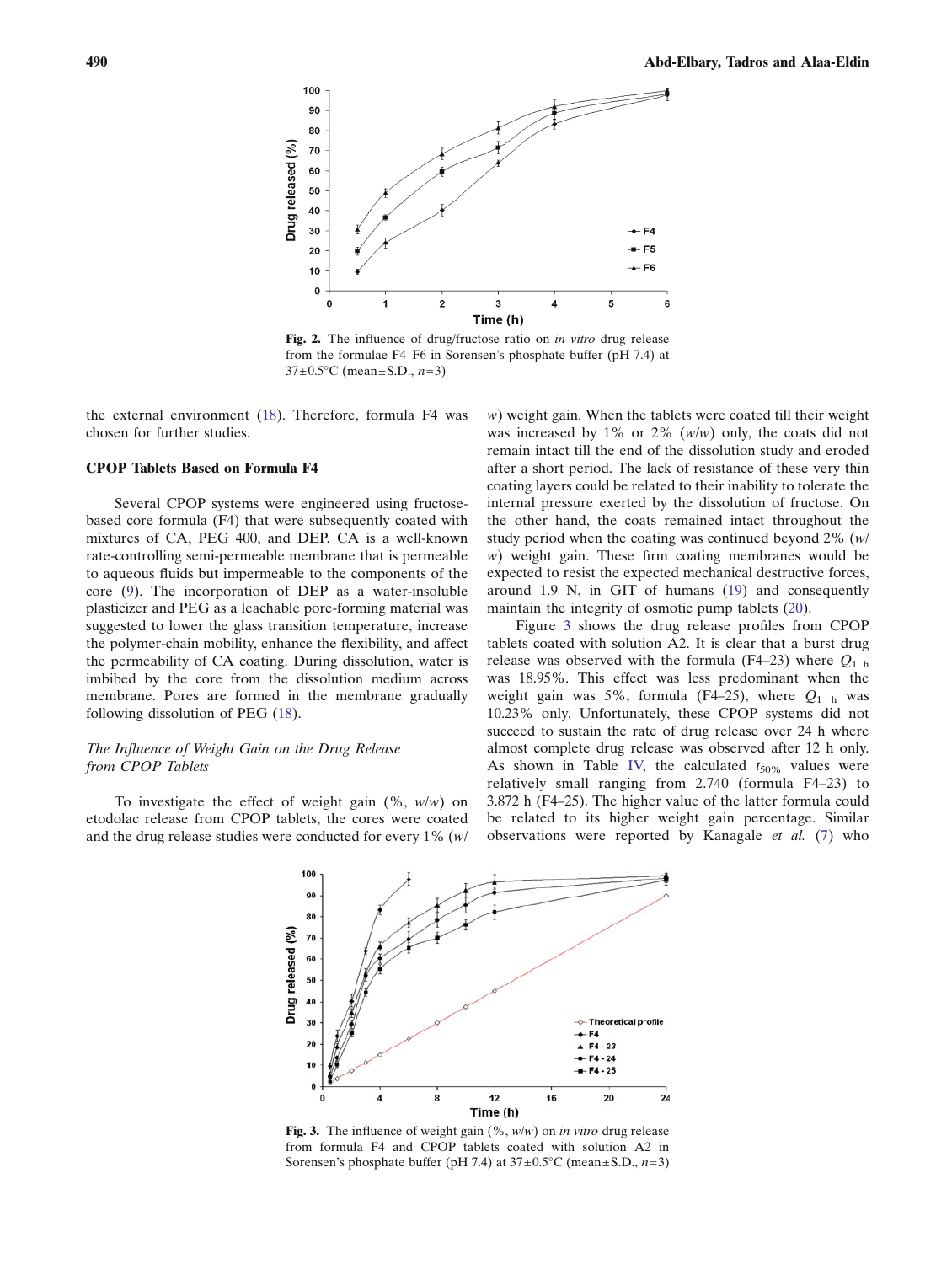**Fig. 2.** The influence of drug/fructose ratio on *in vitro* drug release from the formulae F4–F6 in Sorensen's phosphate buffer (pH 7.4) at 37±0.5°C (mean±S.D., $n=3$)

the external environment (18). Therefore, formula F4 was chosen for further studies.

### CPOP Tablets Based on Formula F4

Several CPOP systems were engineered using fructose-based core formula (F4) that were subsequently coated with mixtures of CA, PEG 400, and DEP. CA is a well-known rate-controlling semi-permeable membrane that is permeable to aqueous fluids but impermeable to the components of the core (9). The incorporation of DEP as a water-insoluble plasticizer and PEG as a leachable pore-forming material was suggested to lower the glass transition temperature, increase the polymer-chain mobility, enhance the flexibility, and affect the permeability of CA coating. During dissolution, water is imbibed by the core from the dissolution medium across membrane. Pores are formed in the membrane gradually following dissolution of PEG (18).

#### *The Influence of Weight Gain on the Drug Release from CPOP Tablets*

To investigate the effect of weight gain (%, *w*/*w*) on etodolac release from CPOP tablets, the cores were coated and the drug release studies were conducted for every 1% (*w*/*w*) weight gain. When the tablets were coated till their weight was increased by 1% or 2% (*w*/*w*) only, the coats did not remain intact till the end of the dissolution study and eroded after a short period. The lack of resistance of these very thin coating layers could be related to their inability to tolerate the internal pressure exerted by the dissolution of fructose. On the other hand, the coats remained intact throughout the study period when the coating was continued beyond 2% (*w*/*w*) weight gain. These firm coating membranes would be expected to resist the expected mechanical destructive forces, around 1.9 N, in GIT of humans (19) and consequently maintain the integrity of osmotic pump tablets (20).

Figure 3 shows the drug release profiles from CPOP tablets coated with solution A2. It is clear that a burst drug release was observed with the formula (F4–23) where $Q_{1\ h}$ was 18.95%. This effect was less predominant when the weight gain was 5%, formula (F4–25), where $Q_{1\ h}$ was 10.23% only. Unfortunately, these CPOP systems did not succeed to sustain the rate of drug release over 24 h where almost complete drug release was observed after 12 h only. As shown in Table IV, the calculated $t_{50\%}$ values were relatively small ranging from 2.740 (formula F4–23) to 3.872 h (F4–25). The higher value of the latter formula could be related to its higher weight gain percentage. Similar observations were reported by Kanagale *et al.* (7) who

**Fig. 3.** The influence of weight gain (%, *w*/*w*) on *in vitro* drug release from formula F4 and CPOP tablets coated with solution A2 in Sorensen's phosphate buffer (pH 7.4) at 37±0.5°C (mean±S.D., $n=3$)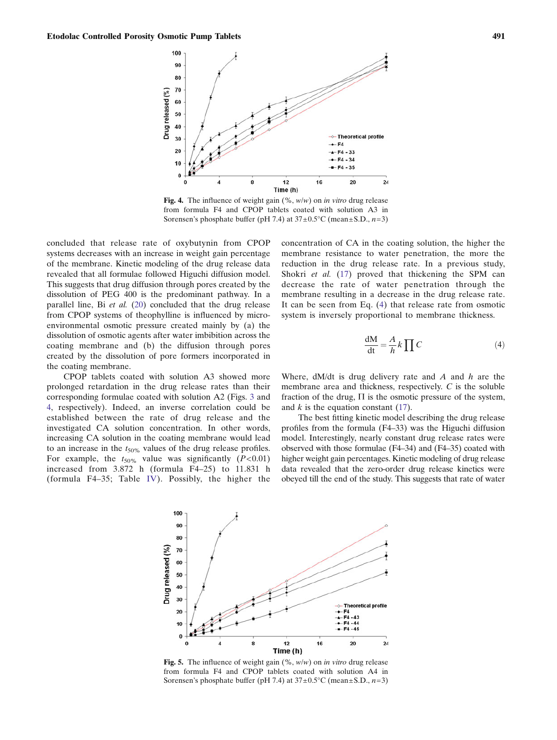Fig. 4. The influence of weight gain (%, *w*/*w*) on *in vitro* drug release from formula F4 and CPOP tablets coated with solution A3 in Sorensen's phosphate buffer (pH 7.4) at 37±0.5°C (mean±S.D., *n*=3)

concluded that release rate of oxybutynin from CPOP systems decreases with an increase in weight gain percentage of the membrane. Kinetic modeling of the drug release data revealed that all formulae followed Higuchi diffusion model. This suggests that drug diffusion through pores created by the dissolution of PEG 400 is the predominant pathway. In a parallel line, Bi *et al.* (20) concluded that the drug release from CPOP systems of theophylline is influenced by micro-environmental osmotic pressure created mainly by (a) the dissolution of osmotic agents after water imbibition across the coating membrane and (b) the diffusion through pores created by the dissolution of pore formers incorporated in the coating membrane.

CPOP tablets coated with solution A3 showed more prolonged retardation in the drug release rates than their corresponding formulae coated with solution A2 (Figs. 3 and 4, respectively). Indeed, an inverse correlation could be established between the rate of drug release and the investigated CA solution concentration. In other words, increasing CA solution in the coating membrane would lead to an increase in the $t_{50\%}$ values of the drug release profiles. For example, the $t_{50\%}$ value was significantly ($P<0.01$) increased from 3.872 h (formula F4–25) to 11.831 h (formula F4–35; Table IV). Possibly, the higher the concentration of CA in the coating solution, the higher the membrane resistance to water penetration, the more the reduction in the drug release rate. In a previous study, Shokri *et al.* (17) proved that thickening the SPM can decrease the rate of water penetration through the membrane resulting in a decrease in the drug release rate. It can be seen from Eq. (4) that release rate from osmotic system is inversely proportional to membrane thickness.

$$\frac{\mathrm{dM}}{\mathrm{dt}} = \frac{A}{h} k \prod C \tag{4}$$

Where, dM/dt is drug delivery rate and $A$ and $h$ are the membrane area and thickness, respectively. $C$ is the soluble fraction of the drug, $\Pi$ is the osmotic pressure of the system, and $k$ is the equation constant (17).

The best fitting kinetic model describing the drug release profiles from the formula (F4–33) was the Higuchi diffusion model. Interestingly, nearly constant drug release rates were observed with those formulae (F4–34) and (F4–35) coated with higher weight gain percentages. Kinetic modeling of drug release data revealed that the zero-order drug release kinetics were obeyed till the end of the study. This suggests that rate of water

Fig. 5. The influence of weight gain (%, *w*/*w*) on *in vitro* drug release from formula F4 and CPOP tablets coated with solution A4 in Sorensen's phosphate buffer (pH 7.4) at 37±0.5°C (mean±S.D., *n*=3)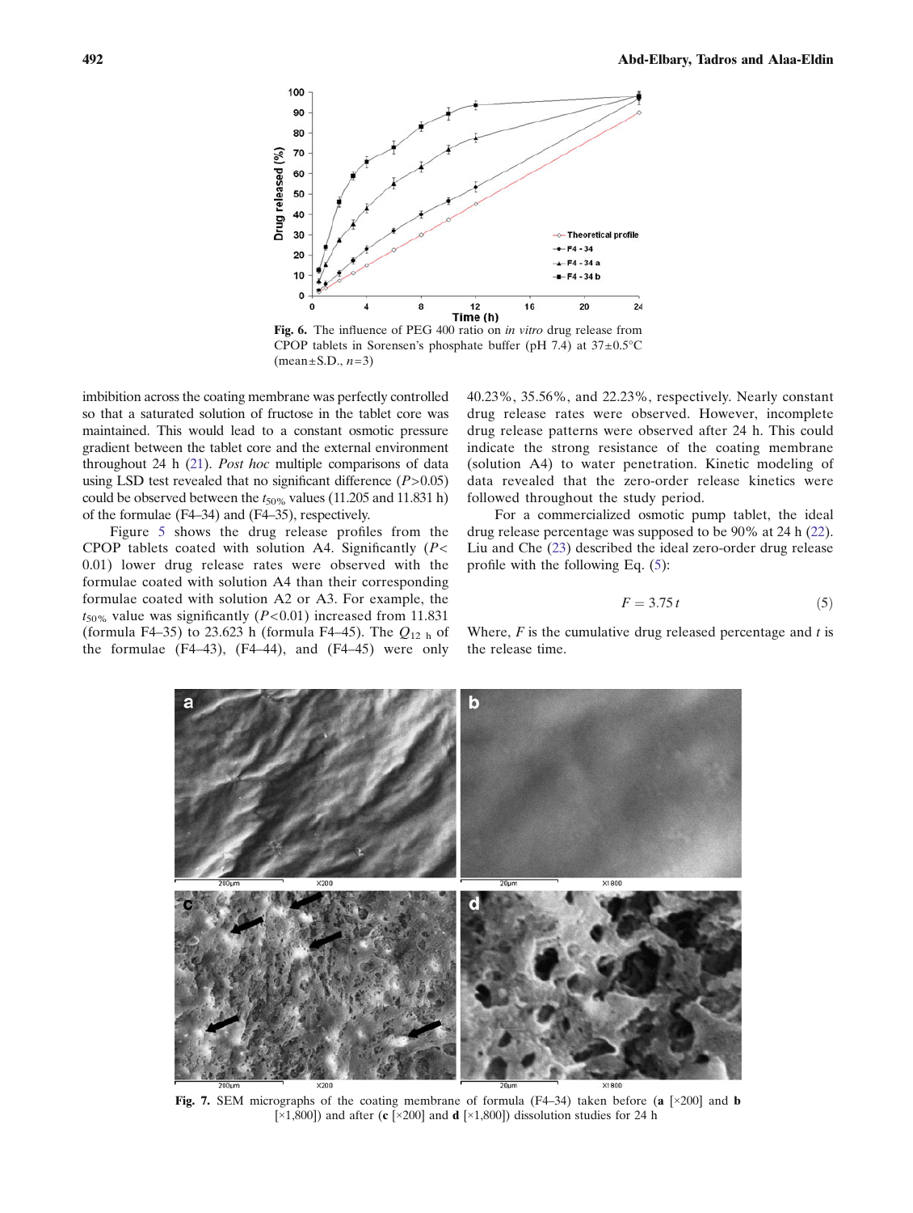Fig. 6. The influence of PEG 400 ratio on *in vitro* drug release from CPOP tablets in Sorensen's phosphate buffer (pH 7.4) at 37±0.5°C (mean±S.D., $n$=3)

imbibition across the coating membrane was perfectly controlled so that a saturated solution of fructose in the tablet core was maintained. This would lead to a constant osmotic pressure gradient between the tablet core and the external environment throughout 24 h (21). *Post hoc* multiple comparisons of data using LSD test revealed that no significant difference ($P$>0.05) could be observed between the $t_{50\%}$ values (11.205 and 11.831 h) of the formulae (F4–34) and (F4–35), respectively.

Figure 5 shows the drug release profiles from the CPOP tablets coated with solution A4. Significantly ($P$< 0.01) lower drug release rates were observed with the formulae coated with solution A4 than their corresponding formulae coated with solution A2 or A3. For example, the $t_{50\%}$ value was significantly ($P$<0.01) increased from 11.831 (formula F4–35) to 23.623 h (formula F4–45). The $Q_{12\ h}$ of the formulae (F4–43), (F4–44), and (F4–45) were only 40.23%, 35.56%, and 22.23%, respectively. Nearly constant drug release rates were observed. However, incomplete drug release patterns were observed after 24 h. This could indicate the strong resistance of the coating membrane (solution A4) to water penetration. Kinetic modeling of data revealed that the zero-order release kinetics were followed throughout the study period.

For a commercialized osmotic pump tablet, the ideal drug release percentage was supposed to be 90% at 24 h (22). Liu and Che (23) described the ideal zero-order drug release profile with the following Eq. (5):

$$F = 3.75\,t \tag{5}$$

Where, $F$ is the cumulative drug released percentage and $t$ is the release time.

Fig. 7. SEM micrographs of the coating membrane of formula (F4–34) taken before (**a** [×200] and **b** [×1,800]) and after (**c** [×200] and **d** [×1,800]) dissolution studies for 24 h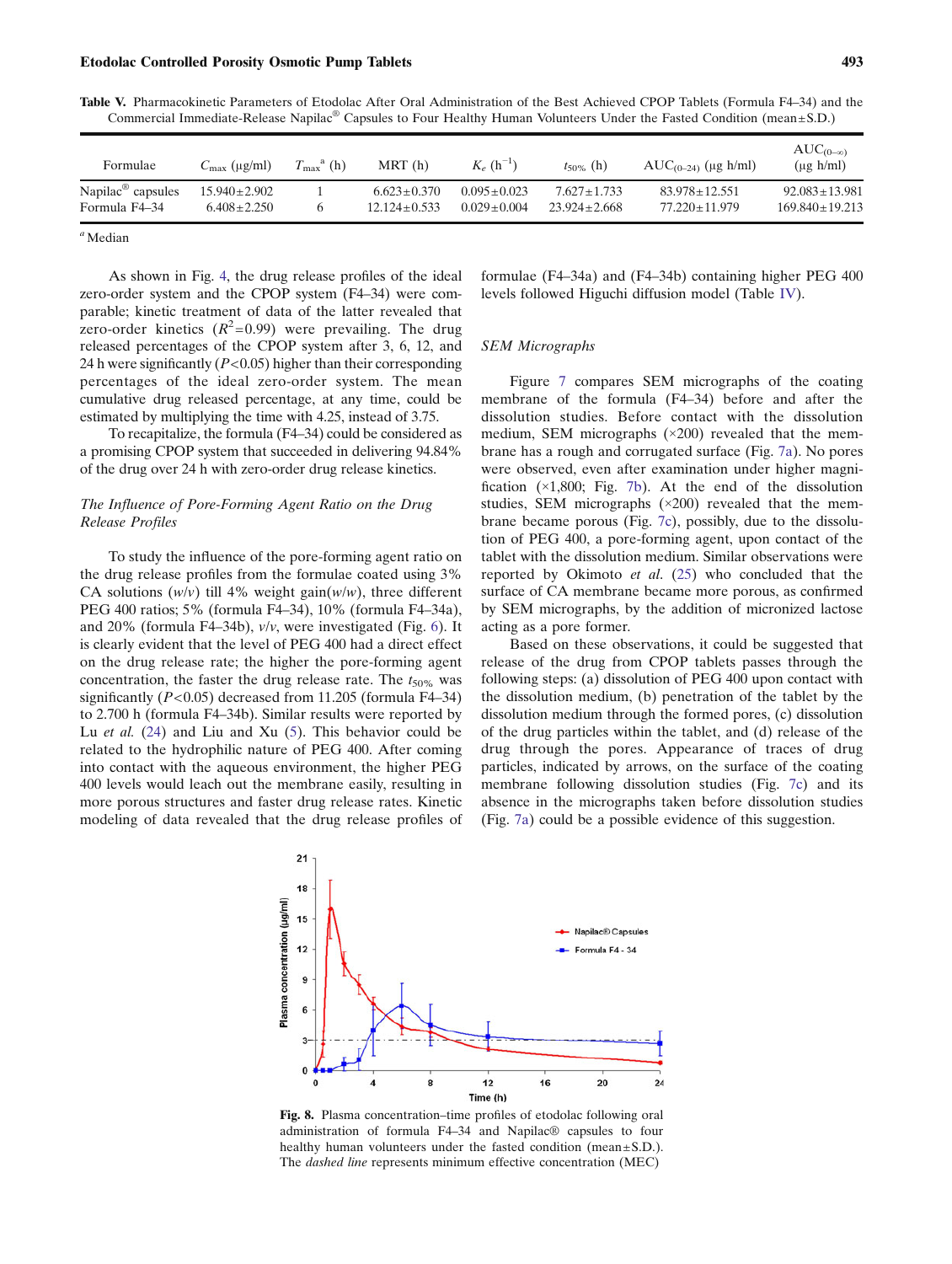**Table V.** Pharmacokinetic Parameters of Etodolac After Oral Administration of the Best Achieved CPOP Tablets (Formula F4–34) and the Commercial Immediate-Release Napilac® Capsules to Four Healthy Human Volunteers Under the Fasted Condition (mean±S.D.)

| Formulae | $C_{max}$ (μg/ml) | $T_{max}$[a] (h) | MRT (h) | $K_e$ ($h^{-1}$) | $t_{50\%}$ (h) | $AUC_{(0-24)}$ (μg h/ml) | $AUC_{(0-\infty)}$ (μg h/ml) |
|---|---|---|---|---|---|---|---|
| Napilac® capsules | 15.940±2.902 | 1 | 6.623±0.370 | 0.095±0.023 | 7.627±1.733 | 83.978±12.551 | 92.083±13.981 |
| Formula F4–34 | 6.408±2.250 | 6 | 12.124±0.533 | 0.029±0.004 | 23.924±2.668 | 77.220±11.979 | 169.840±19.213 |

[a] Median

As shown in Fig. 4, the drug release profiles of the ideal zero-order system and the CPOP system (F4–34) were comparable; kinetic treatment of data of the latter revealed that zero-order kinetics ($R^2$=0.99) were prevailing. The drug released percentages of the CPOP system after 3, 6, 12, and 24 h were significantly ($P<0.05$) higher than their corresponding percentages of the ideal zero-order system. The mean cumulative drug released percentage, at any time, could be estimated by multiplying the time with 4.25, instead of 3.75.

To recapitalize, the formula (F4–34) could be considered as a promising CPOP system that succeeded in delivering 94.84% of the drug over 24 h with zero-order drug release kinetics.

### *The Influence of Pore-Forming Agent Ratio on the Drug Release Profiles*

To study the influence of the pore-forming agent ratio on the drug release profiles from the formulae coated using 3% CA solutions (*w*/*v*) till 4% weight gain(*w*/*w*), three different PEG 400 ratios; 5% (formula F4–34), 10% (formula F4–34a), and 20% (formula F4–34b), *v*/*v*, were investigated (Fig. 6). It is clearly evident that the level of PEG 400 had a direct effect on the drug release rate; the higher the pore-forming agent concentration, the faster the drug release rate. The $t_{50\%}$ was significantly ($P<0.05$) decreased from 11.205 (formula F4–34) to 2.700 h (formula F4–34b). Similar results were reported by Lu *et al.* (24) and Liu and Xu (5). This behavior could be related to the hydrophilic nature of PEG 400. After coming into contact with the aqueous environment, the higher PEG 400 levels would leach out the membrane easily, resulting in more porous structures and faster drug release rates. Kinetic modeling of data revealed that the drug release profiles of formulae (F4–34a) and (F4–34b) containing higher PEG 400 levels followed Higuchi diffusion model (Table IV).

### *SEM Micrographs*

Figure 7 compares SEM micrographs of the coating membrane of the formula (F4–34) before and after the dissolution studies. Before contact with the dissolution medium, SEM micrographs (×200) revealed that the membrane has a rough and corrugated surface (Fig. 7a). No pores were observed, even after examination under higher magnification (×1,800; Fig. 7b). At the end of the dissolution studies, SEM micrographs (×200) revealed that the membrane became porous (Fig. 7c), possibly, due to the dissolution of PEG 400, a pore-forming agent, upon contact of the tablet with the dissolution medium. Similar observations were reported by Okimoto *et al.* (25) who concluded that the surface of CA membrane became more porous, as confirmed by SEM micrographs, by the addition of micronized lactose acting as a pore former.

Based on these observations, it could be suggested that release of the drug from CPOP tablets passes through the following steps: (a) dissolution of PEG 400 upon contact with the dissolution medium, (b) penetration of the tablet by the dissolution medium through the formed pores, (c) dissolution of the drug particles within the tablet, and (d) release of the drug through the pores. Appearance of traces of drug particles, indicated by arrows, on the surface of the coating membrane following dissolution studies (Fig. 7c) and its absence in the micrographs taken before dissolution studies (Fig. 7a) could be a possible evidence of this suggestion.

**Fig. 8.** Plasma concentration–time profiles of etodolac following oral administration of formula F4–34 and Napilac® capsules to four healthy human volunteers under the fasted condition (mean±S.D.). The *dashed line* represents minimum effective concentration (MEC)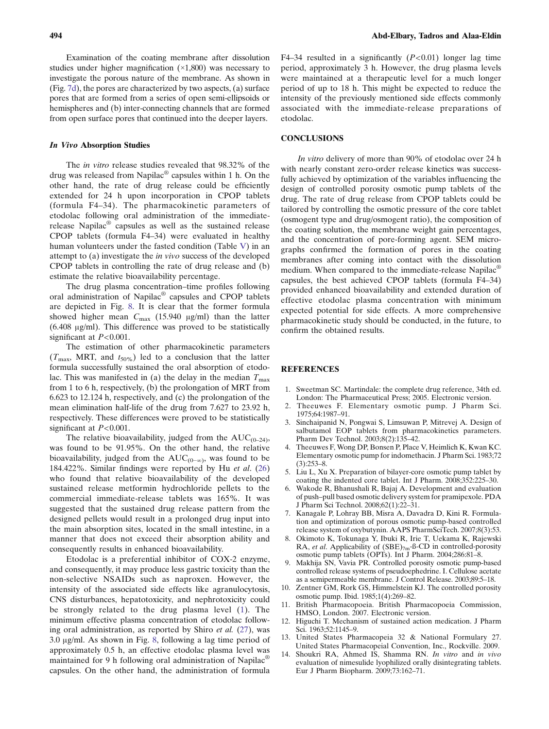Examination of the coating membrane after dissolution studies under higher magnification (×1,800) was necessary to investigate the porous nature of the membrane. As shown in (Fig. 7d), the pores are characterized by two aspects, (a) surface pores that are formed from a series of open semi-ellipsoids or hemispheres and (b) inter-connecting channels that are formed from open surface pores that continued into the deeper layers.

### *In Vivo* Absorption Studies

The *in vitro* release studies revealed that 98.32% of the drug was released from Napilac® capsules within 1 h. On the other hand, the rate of drug release could be efficiently extended for 24 h upon incorporation in CPOP tablets (formula F4–34). The pharmacokinetic parameters of etodolac following oral administration of the immediate-release Napilac® capsules as well as the sustained release CPOP tablets (formula F4–34) were evaluated in healthy human volunteers under the fasted condition (Table V) in an attempt to (a) investigate the *in vivo* success of the developed CPOP tablets in controlling the rate of drug release and (b) estimate the relative bioavailability percentage.

The drug plasma concentration–time profiles following oral administration of Napilac® capsules and CPOP tablets are depicted in Fig. 8. It is clear that the former formula showed higher mean $C_{max}$ (15.940 μg/ml) than the latter (6.408 μg/ml). This difference was proved to be statistically significant at $P<0.001$.

The estimation of other pharmacokinetic parameters ($T_{max}$, MRT, and $t_{50\%}$) led to a conclusion that the latter formula successfully sustained the oral absorption of etodolac. This was manifested in (a) the delay in the median $T_{max}$ from 1 to 6 h, respectively, (b) the prolongation of MRT from 6.623 to 12.124 h, respectively, and (c) the prolongation of the mean elimination half-life of the drug from 7.627 to 23.92 h, respectively. These differences were proved to be statistically significant at $P<0.001$.

The relative bioavailability, judged from the $AUC_{(0-24)}$, was found to be 91.95%. On the other hand, the relative bioavailability, judged from the $AUC_{(0-\infty)}$, was found to be 184.422%. Similar findings were reported by Hu *et al*. (26) who found that relative bioavailability of the developed sustained release metformin hydrochloride pellets to the commercial immediate-release tablets was 165%. It was suggested that the sustained drug release pattern from the designed pellets would result in a prolonged drug input into the main absorption sites, located in the small intestine, in a manner that does not exceed their absorption ability and consequently results in enhanced bioavailability.

Etodolac is a preferential inhibitor of COX-2 enzyme, and consequently, it may produce less gastric toxicity than the non-selective NSAIDs such as naproxen. However, the intensity of the associated side effects like agranulocytosis, CNS disturbances, hepatotoxicity, and nephrotoxicity could be strongly related to the drug plasma level (1). The minimum effective plasma concentration of etodolac following oral administration, as reported by Shiro *et al.* (27), was 3.0 μg/ml. As shown in Fig. 8, following a lag time period of approximately 0.5 h, an effective etodolac plasma level was maintained for 9 h following oral administration of Napilac® capsules. On the other hand, the administration of formula F4–34 resulted in a significantly ($P<0.01$) longer lag time period, approximately 3 h. However, the drug plasma levels were maintained at a therapeutic level for a much longer period of up to 18 h. This might be expected to reduce the intensity of the previously mentioned side effects commonly associated with the immediate-release preparations of etodolac.

## CONCLUSIONS

*In vitro* delivery of more than 90% of etodolac over 24 h with nearly constant zero-order release kinetics was successfully achieved by optimization of the variables influencing the design of controlled porosity osmotic pump tablets of the drug. The rate of drug release from CPOP tablets could be tailored by controlling the osmotic pressure of the core tablet (osmogent type and drug/osmogent ratio), the composition of the coating solution, the membrane weight gain percentages, and the concentration of pore-forming agent. SEM micrographs confirmed the formation of pores in the coating membranes after coming into contact with the dissolution medium. When compared to the immediate-release Napilac® capsules, the best achieved CPOP tablets (formula F4–34) provided enhanced bioavailability and extended duration of effective etodolac plasma concentration with minimum expected potential for side effects. A more comprehensive pharmacokinetic study should be conducted, in the future, to confirm the obtained results.

## REFERENCES

1. Sweetman SC. Martindale: the complete drug reference, 34th ed. London: The Pharmaceutical Press; 2005. Electronic version.
2. Theeuwes F. Elementary osmotic pump. J Pharm Sci. 1975;64:1987–91.
3. Sinchaipanid N, Pongwai S, Limsuwan P, Mitrevej A. Design of salbutamol EOP tablets from pharmacokinetics parameters. Pharm Dev Technol. 2003;8(2):135–42.
4. Theeuwes F, Wong DP, Bonsen P, Place V, Heimlich K, Kwan KC. Elementary osmotic pump for indomethacin. J Pharm Sci. 1983;72(3):253–8.
5. Liu L, Xu X. Preparation of bilayer-core osmotic pump tablet by coating the indented core tablet. Int J Pharm. 2008;352:225–30.
6. Wakode R, Bhanushali R, Bajaj A. Development and evaluation of push–pull based osmotic delivery system for pramipexole. PDA J Pharm Sci Technol. 2008;62(1):22–31.
7. Kanagale P, Lohray BB, Misra A, Davadra D, Kini R. Formulation and optimization of porous osmotic pump-based controlled release system of oxybutynin. AAPS PharmSciTech. 2007;8(3):53.
8. Okimoto K, Tokunaga Y, Ibuki R, Irie T, Uekama K, Rajewski RA, *et al*. Applicability of $(SBE)_{7m}$-ß-CD in controlled-porosity osmotic pump tablets (OPTs). Int J Pharm. 2004;286:81–8.
9. Makhija SN, Vavia PR. Controlled porosity osmotic pump-based controlled release systems of pseudoephedrine. I. Cellulose acetate as a semipermeable membrane. J Control Release. 2003;89:5–18.
10. Zentner GM, Rork GS, Himmelstein KJ. The controlled porosity osmotic pump. Ibid. 1985;1(4):269–82.
11. British Pharmacopoeia. British Pharmacopoeia Commission, HMSO, London. 2007. Electronic version.
12. Higuchi T. Mechanism of sustained action medication. J Pharm Sci. 1963;52:1145–9.
13. United States Pharmacopeia 32 & National Formulary 27. United States Pharmacopeial Convention, Inc., Rockville. 2009.
14. Shoukri RA, Ahmed IS, Shamma RN. *In vitro* and *in vivo* evaluation of nimesulide lyophilized orally disintegrating tablets. Eur J Pharm Biopharm. 2009;73:162–71.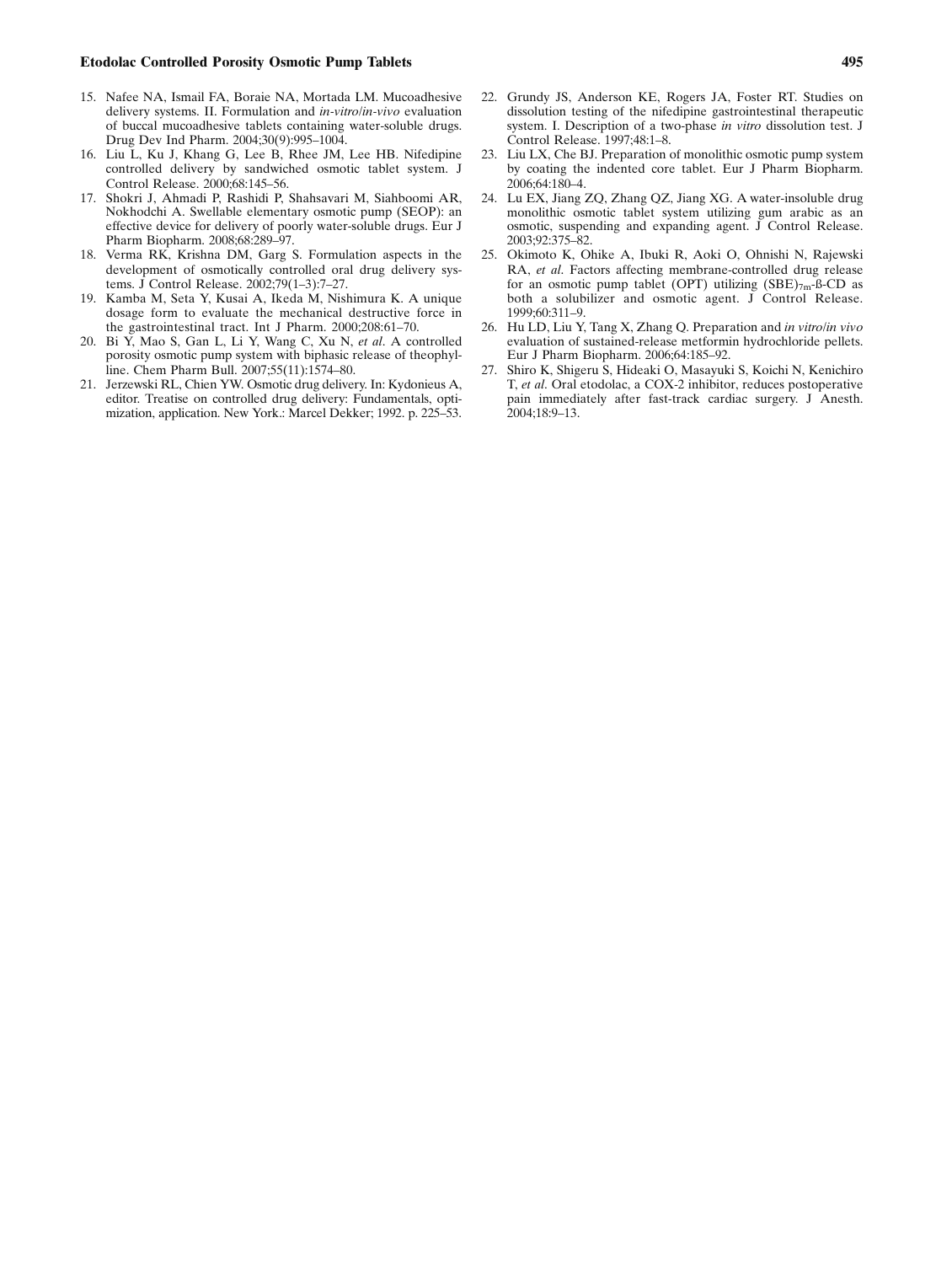15. Nafee NA, Ismail FA, Boraie NA, Mortada LM. Mucoadhesive delivery systems. II. Formulation and *in-vitro/in-vivo* evaluation of buccal mucoadhesive tablets containing water-soluble drugs. Drug Dev Ind Pharm. 2004;30(9):995–1004.
16. Liu L, Ku J, Khang G, Lee B, Rhee JM, Lee HB. Nifedipine controlled delivery by sandwiched osmotic tablet system. J Control Release. 2000;68:145–56.
17. Shokri J, Ahmadi P, Rashidi P, Shahsavari M, Siahboomi AR, Nokhodchi A. Swellable elementary osmotic pump (SEOP): an effective device for delivery of poorly water-soluble drugs. Eur J Pharm Biopharm. 2008;68:289–97.
18. Verma RK, Krishna DM, Garg S. Formulation aspects in the development of osmotically controlled oral drug delivery systems. J Control Release. 2002;79(1–3):7–27.
19. Kamba M, Seta Y, Kusai A, Ikeda M, Nishimura K. A unique dosage form to evaluate the mechanical destructive force in the gastrointestinal tract. Int J Pharm. 2000;208:61–70.
20. Bi Y, Mao S, Gan L, Li Y, Wang C, Xu N, *et al*. A controlled porosity osmotic pump system with biphasic release of theophylline. Chem Pharm Bull. 2007;55(11):1574–80.
21. Jerzewski RL, Chien YW. Osmotic drug delivery. In: Kydonieus A, editor. Treatise on controlled drug delivery: Fundamentals, optimization, application. New York.: Marcel Dekker; 1992. p. 225–53.
22. Grundy JS, Anderson KE, Rogers JA, Foster RT. Studies on dissolution testing of the nifedipine gastrointestinal therapeutic system. I. Description of a two-phase *in vitro* dissolution test. J Control Release. 1997;48:1–8.
23. Liu LX, Che BJ. Preparation of monolithic osmotic pump system by coating the indented core tablet. Eur J Pharm Biopharm. 2006;64:180–4.
24. Lu EX, Jiang ZQ, Zhang QZ, Jiang XG. A water-insoluble drug monolithic osmotic tablet system utilizing gum arabic as an osmotic, suspending and expanding agent. J Control Release. 2003;92:375–82.
25. Okimoto K, Ohike A, Ibuki R, Aoki O, Ohnishi N, Rajewski RA, *et al*. Factors affecting membrane-controlled drug release for an osmotic pump tablet (OPT) utilizing $(SBE)_{7m}$-ß-CD as both a solubilizer and osmotic agent. J Control Release. 1999;60:311–9.
26. Hu LD, Liu Y, Tang X, Zhang Q. Preparation and *in vitro/in vivo* evaluation of sustained-release metformin hydrochloride pellets. Eur J Pharm Biopharm. 2006;64:185–92.
27. Shiro K, Shigeru S, Hideaki O, Masayuki S, Koichi N, Kenichiro T, *et al*. Oral etodolac, a COX-2 inhibitor, reduces postoperative pain immediately after fast-track cardiac surgery. J Anesth. 2004;18:9–13.